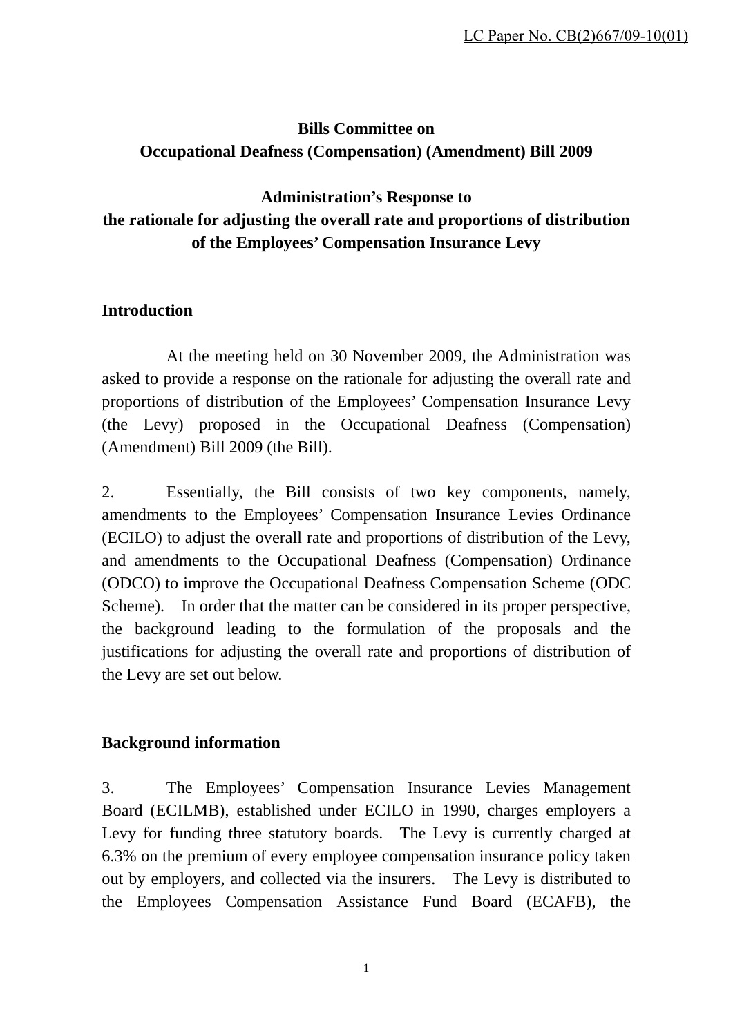LC Paper No. CB(2)667/09-10(01)

**Bills Committee on**
**Occupational Deafness (Compensation) (Amendment) Bill 2009**

**Administration's Response to**
**the rationale for adjusting the overall rate and proportions of distribution of the Employees' Compensation Insurance Levy**

## Introduction

At the meeting held on 30 November 2009, the Administration was asked to provide a response on the rationale for adjusting the overall rate and proportions of distribution of the Employees' Compensation Insurance Levy (the Levy) proposed in the Occupational Deafness (Compensation) (Amendment) Bill 2009 (the Bill).

2. Essentially, the Bill consists of two key components, namely, amendments to the Employees' Compensation Insurance Levies Ordinance (ECILO) to adjust the overall rate and proportions of distribution of the Levy, and amendments to the Occupational Deafness (Compensation) Ordinance (ODCO) to improve the Occupational Deafness Compensation Scheme (ODC Scheme). In order that the matter can be considered in its proper perspective, the background leading to the formulation of the proposals and the justifications for adjusting the overall rate and proportions of distribution of the Levy are set out below.

## Background information

3. The Employees' Compensation Insurance Levies Management Board (ECILMB), established under ECILO in 1990, charges employers a Levy for funding three statutory boards. The Levy is currently charged at 6.3% on the premium of every employee compensation insurance policy taken out by employers, and collected via the insurers. The Levy is distributed to the Employees Compensation Assistance Fund Board (ECAFB), the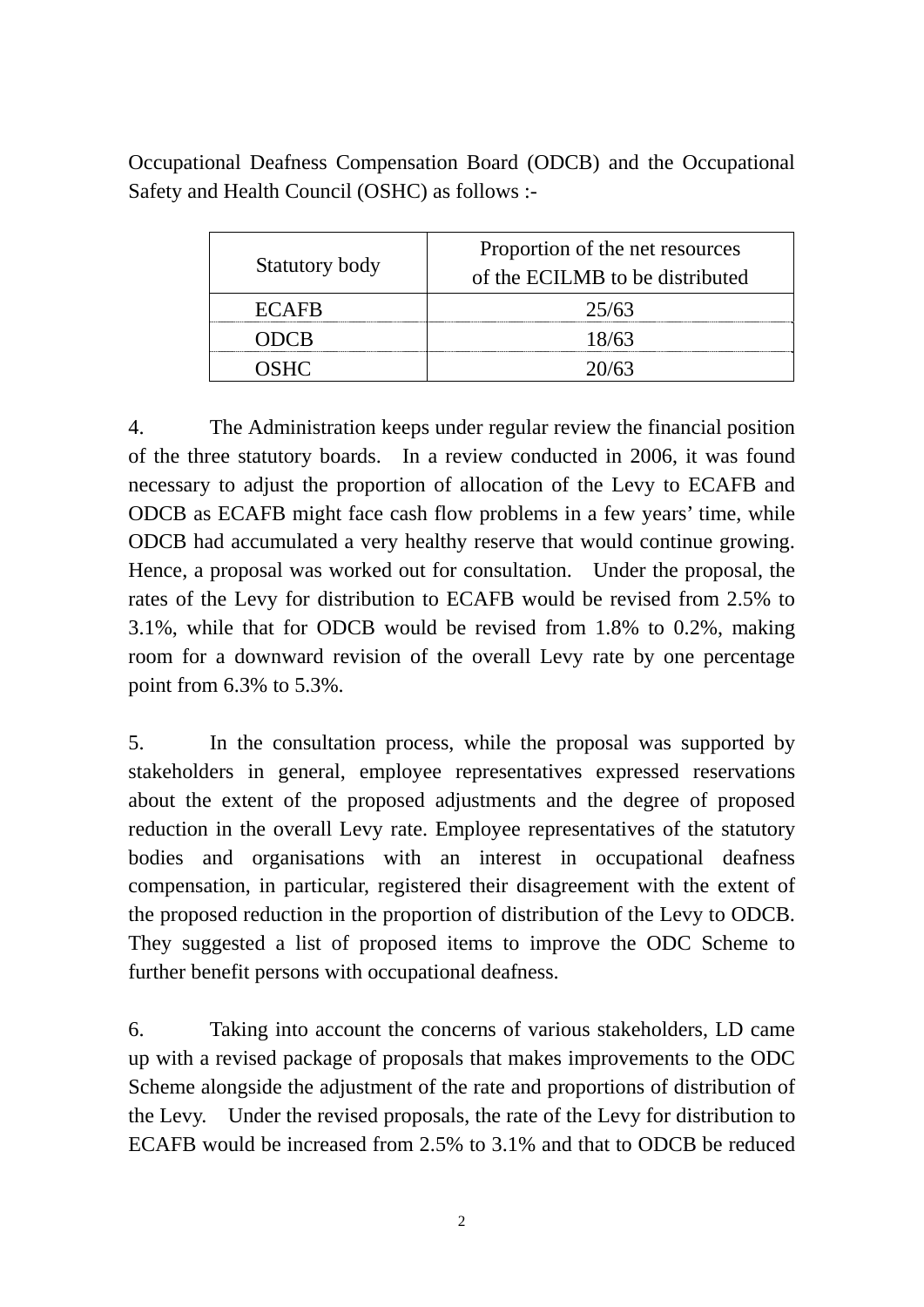Occupational Deafness Compensation Board (ODCB) and the Occupational Safety and Health Council (OSHC) as follows :-

| Statutory body | Proportion of the net resources of the ECILMB to be distributed |
|---|---|
| ECAFB | 25/63 |
| ODCB | 18/63 |
| OSHC | 20/63 |

4. The Administration keeps under regular review the financial position of the three statutory boards. In a review conducted in 2006, it was found necessary to adjust the proportion of allocation of the Levy to ECAFB and ODCB as ECAFB might face cash flow problems in a few years' time, while ODCB had accumulated a very healthy reserve that would continue growing. Hence, a proposal was worked out for consultation. Under the proposal, the rates of the Levy for distribution to ECAFB would be revised from 2.5% to 3.1%, while that for ODCB would be revised from 1.8% to 0.2%, making room for a downward revision of the overall Levy rate by one percentage point from 6.3% to 5.3%.

5. In the consultation process, while the proposal was supported by stakeholders in general, employee representatives expressed reservations about the extent of the proposed adjustments and the degree of proposed reduction in the overall Levy rate. Employee representatives of the statutory bodies and organisations with an interest in occupational deafness compensation, in particular, registered their disagreement with the extent of the proposed reduction in the proportion of distribution of the Levy to ODCB. They suggested a list of proposed items to improve the ODC Scheme to further benefit persons with occupational deafness.

6. Taking into account the concerns of various stakeholders, LD came up with a revised package of proposals that makes improvements to the ODC Scheme alongside the adjustment of the rate and proportions of distribution of the Levy. Under the revised proposals, the rate of the Levy for distribution to ECAFB would be increased from 2.5% to 3.1% and that to ODCB be reduced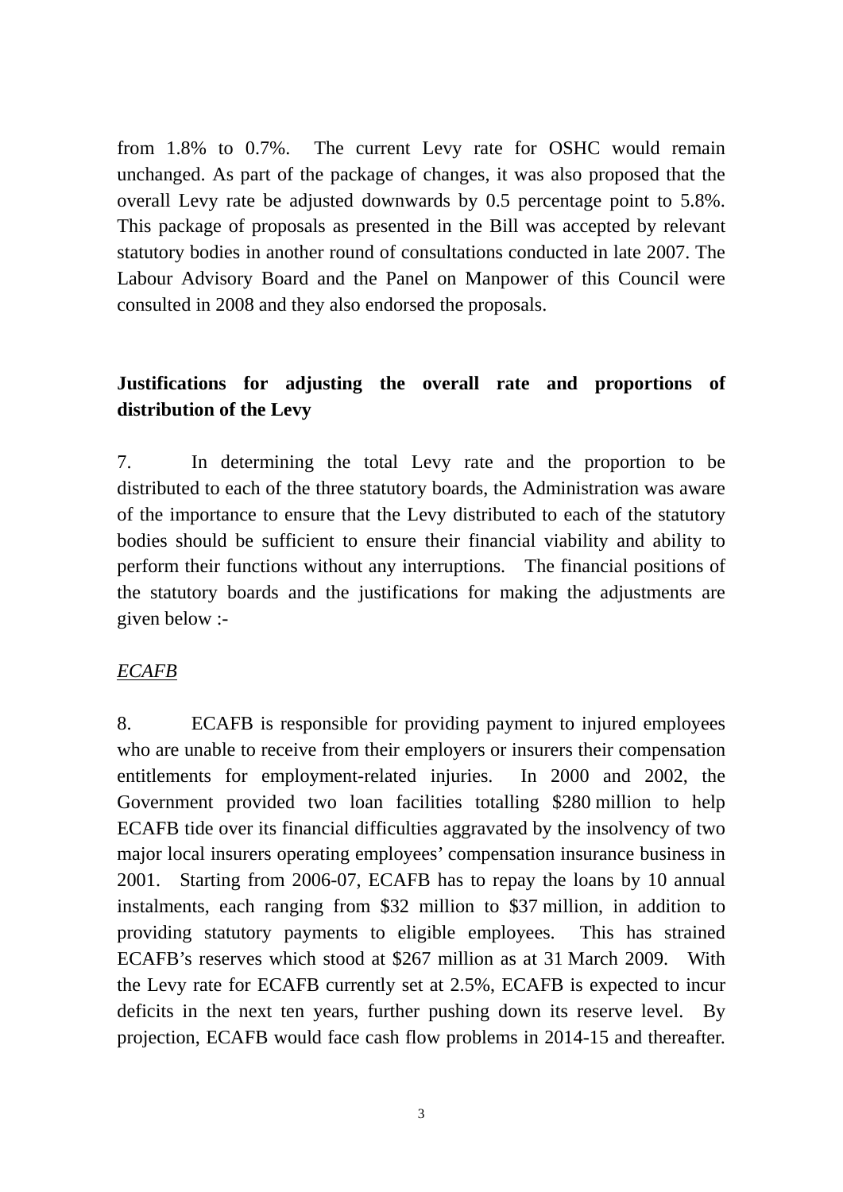from 1.8% to 0.7%. The current Levy rate for OSHC would remain unchanged. As part of the package of changes, it was also proposed that the overall Levy rate be adjusted downwards by 0.5 percentage point to 5.8%. This package of proposals as presented in the Bill was accepted by relevant statutory bodies in another round of consultations conducted in late 2007. The Labour Advisory Board and the Panel on Manpower of this Council were consulted in 2008 and they also endorsed the proposals.

**Justifications for adjusting the overall rate and proportions of distribution of the Levy**

7. In determining the total Levy rate and the proportion to be distributed to each of the three statutory boards, the Administration was aware of the importance to ensure that the Levy distributed to each of the statutory bodies should be sufficient to ensure their financial viability and ability to perform their functions without any interruptions. The financial positions of the statutory boards and the justifications for making the adjustments are given below :-

*ECAFB*

8. ECAFB is responsible for providing payment to injured employees who are unable to receive from their employers or insurers their compensation entitlements for employment-related injuries. In 2000 and 2002, the Government provided two loan facilities totalling $280 million to help ECAFB tide over its financial difficulties aggravated by the insolvency of two major local insurers operating employees' compensation insurance business in 2001. Starting from 2006-07, ECAFB has to repay the loans by 10 annual instalments, each ranging from $32 million to $37 million, in addition to providing statutory payments to eligible employees. This has strained ECAFB's reserves which stood at $267 million as at 31 March 2009. With the Levy rate for ECAFB currently set at 2.5%, ECAFB is expected to incur deficits in the next ten years, further pushing down its reserve level. By projection, ECAFB would face cash flow problems in 2014-15 and thereafter.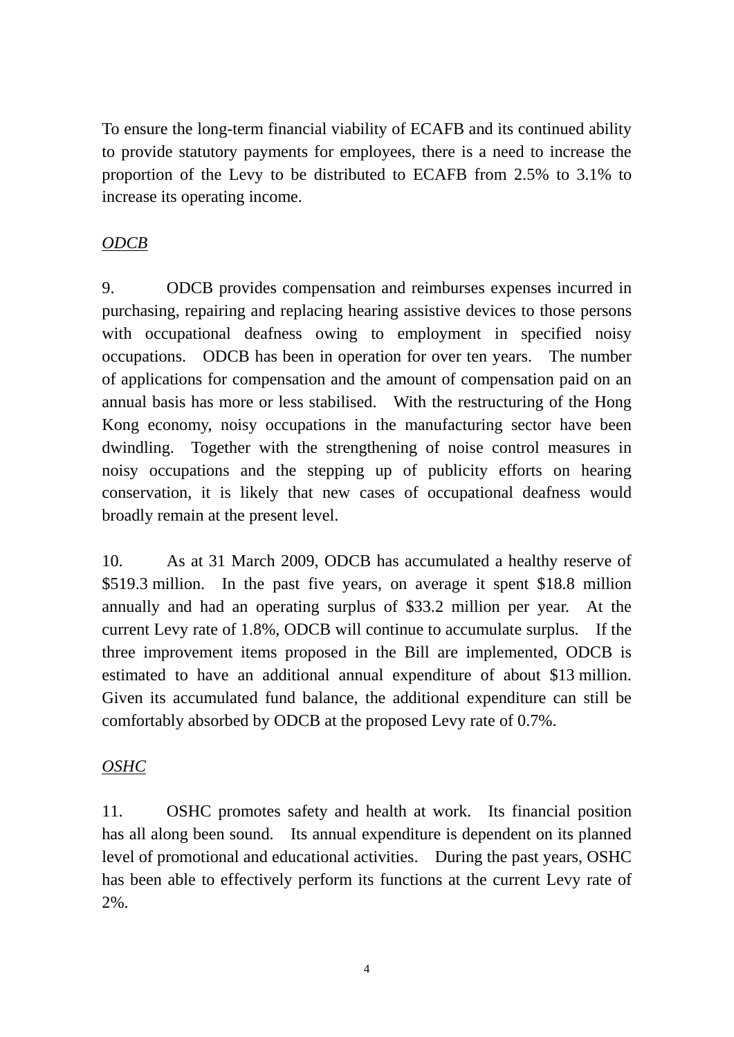To ensure the long-term financial viability of ECAFB and its continued ability to provide statutory payments for employees, there is a need to increase the proportion of the Levy to be distributed to ECAFB from 2.5% to 3.1% to increase its operating income.

*ODCB*

9. ODCB provides compensation and reimburses expenses incurred in purchasing, repairing and replacing hearing assistive devices to those persons with occupational deafness owing to employment in specified noisy occupations. ODCB has been in operation for over ten years. The number of applications for compensation and the amount of compensation paid on an annual basis has more or less stabilised. With the restructuring of the Hong Kong economy, noisy occupations in the manufacturing sector have been dwindling. Together with the strengthening of noise control measures in noisy occupations and the stepping up of publicity efforts on hearing conservation, it is likely that new cases of occupational deafness would broadly remain at the present level.

10. As at 31 March 2009, ODCB has accumulated a healthy reserve of $519.3 million. In the past five years, on average it spent $18.8 million annually and had an operating surplus of $33.2 million per year. At the current Levy rate of 1.8%, ODCB will continue to accumulate surplus. If the three improvement items proposed in the Bill are implemented, ODCB is estimated to have an additional annual expenditure of about $13 million. Given its accumulated fund balance, the additional expenditure can still be comfortably absorbed by ODCB at the proposed Levy rate of 0.7%.

*OSHC*

11. OSHC promotes safety and health at work. Its financial position has all along been sound. Its annual expenditure is dependent on its planned level of promotional and educational activities. During the past years, OSHC has been able to effectively perform its functions at the current Levy rate of 2%.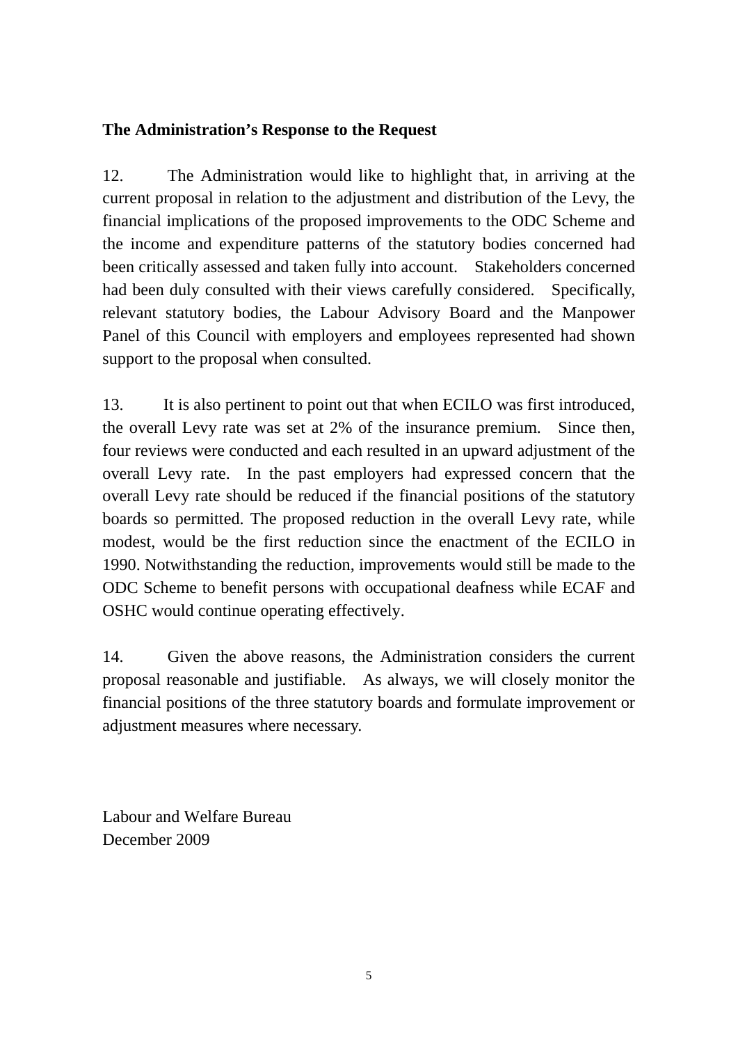**The Administration's Response to the Request**

12. The Administration would like to highlight that, in arriving at the current proposal in relation to the adjustment and distribution of the Levy, the financial implications of the proposed improvements to the ODC Scheme and the income and expenditure patterns of the statutory bodies concerned had been critically assessed and taken fully into account. Stakeholders concerned had been duly consulted with their views carefully considered. Specifically, relevant statutory bodies, the Labour Advisory Board and the Manpower Panel of this Council with employers and employees represented had shown support to the proposal when consulted.

13. It is also pertinent to point out that when ECILO was first introduced, the overall Levy rate was set at 2% of the insurance premium. Since then, four reviews were conducted and each resulted in an upward adjustment of the overall Levy rate. In the past employers had expressed concern that the overall Levy rate should be reduced if the financial positions of the statutory boards so permitted. The proposed reduction in the overall Levy rate, while modest, would be the first reduction since the enactment of the ECILO in 1990. Notwithstanding the reduction, improvements would still be made to the ODC Scheme to benefit persons with occupational deafness while ECAF and OSHC would continue operating effectively.

14. Given the above reasons, the Administration considers the current proposal reasonable and justifiable. As always, we will closely monitor the financial positions of the three statutory boards and formulate improvement or adjustment measures where necessary.

Labour and Welfare Bureau
December 2009